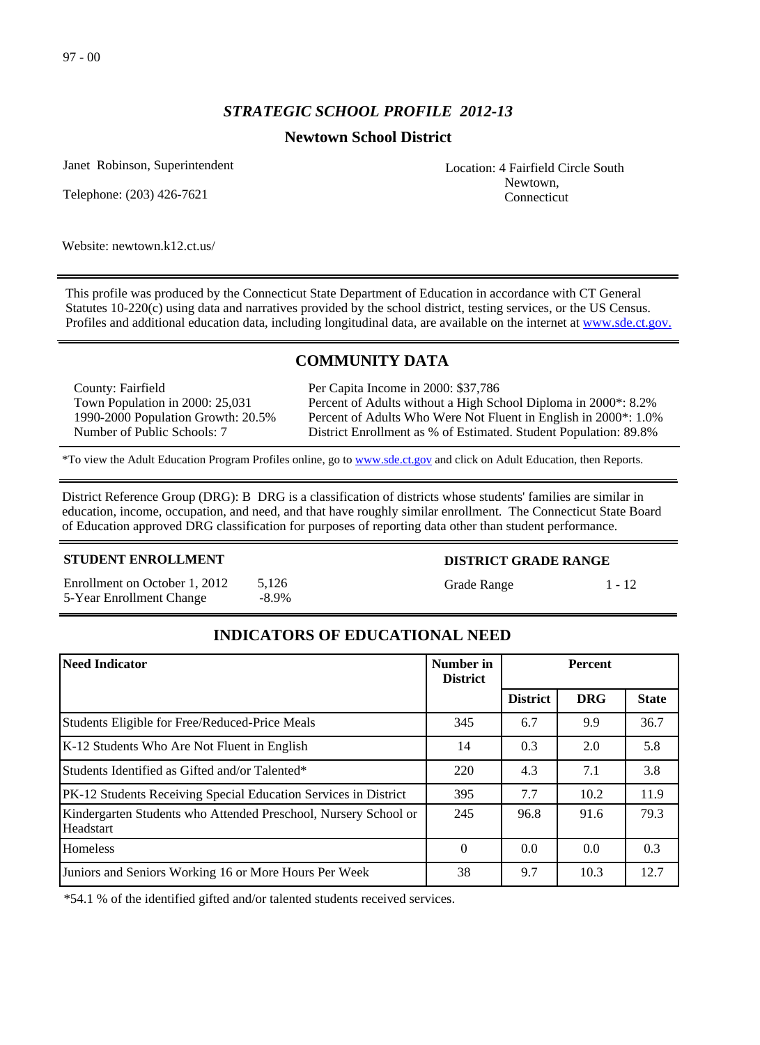97 - 00

# *STRATEGIC SCHOOL PROFILE 2012-13*

## Newtown School District

Janet Robinson, Superintendent

Telephone: (203) 426-7621

Location: 4 Fairfield Circle South
Newtown,
Connecticut

Website: newtown.k12.ct.us/

This profile was produced by the Connecticut State Department of Education in accordance with CT General Statutes 10-220(c) using data and narratives provided by the school district, testing services, or the US Census. Profiles and additional education data, including longitudinal data, are available on the internet at www.sde.ct.gov.

## COMMUNITY DATA

County: Fairfield
Town Population in 2000: 25,031
1990-2000 Population Growth: 20.5%
Number of Public Schools: 7

Per Capita Income in 2000: $37,786
Percent of Adults without a High School Diploma in 2000*: 8.2%
Percent of Adults Who Were Not Fluent in English in 2000*: 1.0%
District Enrollment as % of Estimated. Student Population: 89.8%

*To view the Adult Education Program Profiles online, go to www.sde.ct.gov and click on Adult Education, then Reports.

District Reference Group (DRG): B  DRG is a classification of districts whose students' families are similar in education, income, occupation, and need, and that have roughly similar enrollment. The Connecticut State Board of Education approved DRG classification for purposes of reporting data other than student performance.

**STUDENT ENROLLMENT**

Enrollment on October 1, 2012 5,126
5-Year Enrollment Change -8.9%

**DISTRICT GRADE RANGE**

Grade Range 1 - 12

## INDICATORS OF EDUCATIONAL NEED

| Need Indicator | Number in District | Percent | | |
|---|---|---|---|---|
| | | District | DRG | State |
| Students Eligible for Free/Reduced-Price Meals | 345 | 6.7 | 9.9 | 36.7 |
| K-12 Students Who Are Not Fluent in English | 14 | 0.3 | 2.0 | 5.8 |
| Students Identified as Gifted and/or Talented* | 220 | 4.3 | 7.1 | 3.8 |
| PK-12 Students Receiving Special Education Services in District | 395 | 7.7 | 10.2 | 11.9 |
| Kindergarten Students who Attended Preschool, Nursery School or Headstart | 245 | 96.8 | 91.6 | 79.3 |
| Homeless | 0 | 0.0 | 0.0 | 0.3 |
| Juniors and Seniors Working 16 or More Hours Per Week | 38 | 9.7 | 10.3 | 12.7 |

*54.1 % of the identified gifted and/or talented students received services.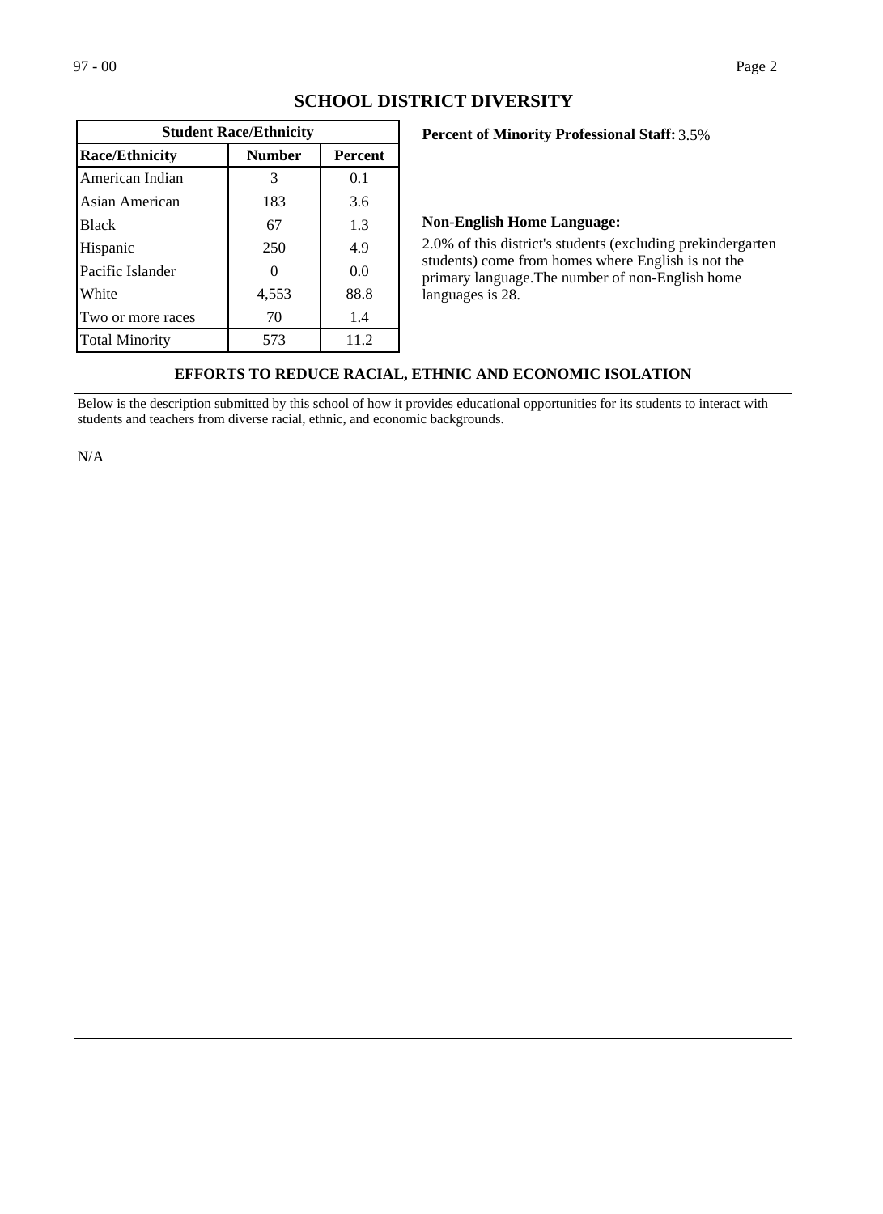## SCHOOL DISTRICT DIVERSITY

| Student Race/Ethnicity | | |
|---|---|---|
| **Race/Ethnicity** | **Number** | **Percent** |
| American Indian | 3 | 0.1 |
| Asian American | 183 | 3.6 |
| Black | 67 | 1.3 |
| Hispanic | 250 | 4.9 |
| Pacific Islander | 0 | 0.0 |
| White | 4,553 | 88.8 |
| Two or more races | 70 | 1.4 |
| Total Minority | 573 | 11.2 |

**Percent of Minority Professional Staff:** 3.5%

**Non-English Home Language:**

2.0% of this district's students (excluding prekindergarten students) come from homes where English is not the primary language.The number of non-English home languages is 28.

### EFFORTS TO REDUCE RACIAL, ETHNIC AND ECONOMIC ISOLATION

Below is the description submitted by this school of how it provides educational opportunities for its students to interact with students and teachers from diverse racial, ethnic, and economic backgrounds.

N/A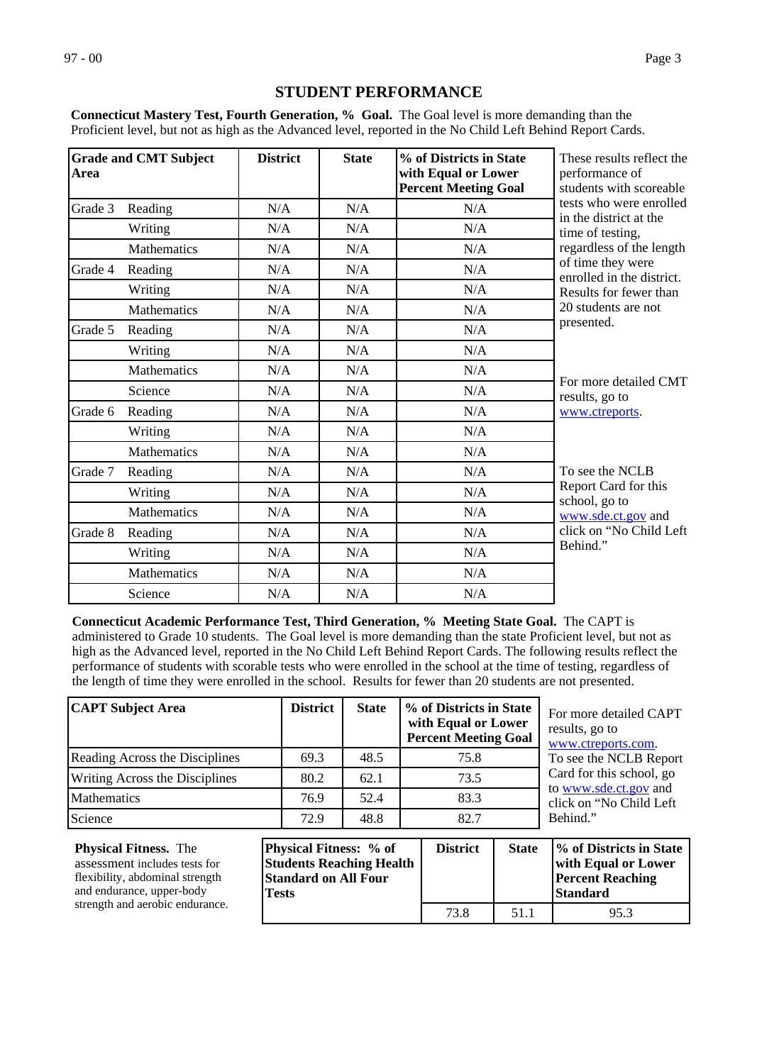## STUDENT PERFORMANCE

**Connecticut Mastery Test, Fourth Generation, % Goal.** The Goal level is more demanding than the Proficient level, but not as high as the Advanced level, reported in the No Child Left Behind Report Cards.

| Grade and CMT Subject Area | | District | State | % of Districts in State with Equal or Lower Percent Meeting Goal |
|---|---|---|---|---|
| Grade 3 | Reading | N/A | N/A | N/A |
| | Writing | N/A | N/A | N/A |
| | Mathematics | N/A | N/A | N/A |
| Grade 4 | Reading | N/A | N/A | N/A |
| | Writing | N/A | N/A | N/A |
| | Mathematics | N/A | N/A | N/A |
| Grade 5 | Reading | N/A | N/A | N/A |
| | Writing | N/A | N/A | N/A |
| | Mathematics | N/A | N/A | N/A |
| | Science | N/A | N/A | N/A |
| Grade 6 | Reading | N/A | N/A | N/A |
| | Writing | N/A | N/A | N/A |
| | Mathematics | N/A | N/A | N/A |
| Grade 7 | Reading | N/A | N/A | N/A |
| | Writing | N/A | N/A | N/A |
| | Mathematics | N/A | N/A | N/A |
| Grade 8 | Reading | N/A | N/A | N/A |
| | Writing | N/A | N/A | N/A |
| | Mathematics | N/A | N/A | N/A |
| | Science | N/A | N/A | N/A |

These results reflect the performance of students with scoreable tests who were enrolled in the district at the time of testing, regardless of the length of time they were enrolled in the district. Results for fewer than 20 students are not presented.

For more detailed CMT results, go to www.ctreports.

To see the NCLB Report Card for this school, go to www.sde.ct.gov and click on "No Child Left Behind."

**Connecticut Academic Performance Test, Third Generation, % Meeting State Goal.** The CAPT is administered to Grade 10 students. The Goal level is more demanding than the state Proficient level, but not as high as the Advanced level, reported in the No Child Left Behind Report Cards. The following results reflect the performance of students with scorable tests who were enrolled in the school at the time of testing, regardless of the length of time they were enrolled in the school. Results for fewer than 20 students are not presented.

| CAPT Subject Area | District | State | % of Districts in State with Equal or Lower Percent Meeting Goal |
|---|---|---|---|
| Reading Across the Disciplines | 69.3 | 48.5 | 75.8 |
| Writing Across the Disciplines | 80.2 | 62.1 | 73.5 |
| Mathematics | 76.9 | 52.4 | 83.3 |
| Science | 72.9 | 48.8 | 82.7 |

For more detailed CAPT results, go to www.ctreports.com. To see the NCLB Report Card for this school, go to www.sde.ct.gov and click on "No Child Left Behind."

**Physical Fitness.** The assessment includes tests for flexibility, abdominal strength and endurance, upper-body strength and aerobic endurance.

| Physical Fitness: % of Students Reaching Health Standard on All Four Tests | District | State | % of Districts in State with Equal or Lower Percent Reaching Standard |
|---|---|---|---|
| | 73.8 | 51.1 | 95.3 |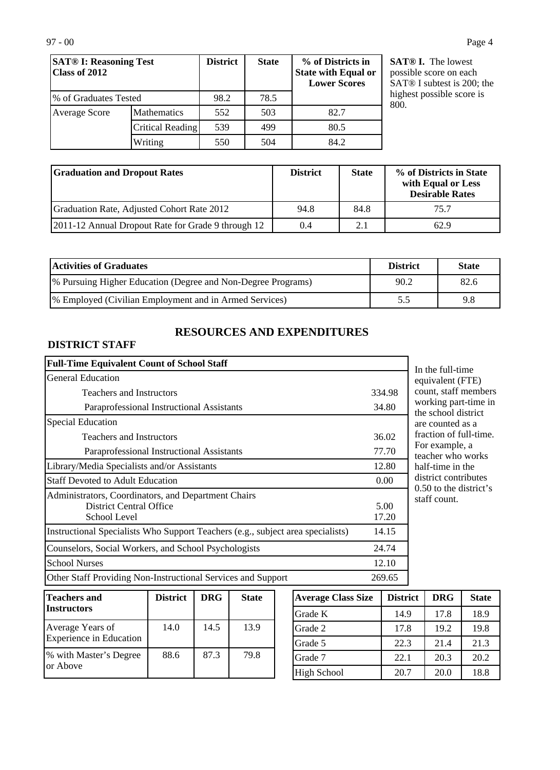| SAT® I: Reasoning Test Class of 2012 | | District | State | % of Districts in State with Equal or Lower Scores |
|---|---|---|---|---|
| % of Graduates Tested | | 98.2 | 78.5 | |
| Average Score | Mathematics | 552 | 503 | 82.7 |
| | Critical Reading | 539 | 499 | 80.5 |
| | Writing | 550 | 504 | 84.2 |

**SAT® I.** The lowest possible score on each SAT® I subtest is 200; the highest possible score is 800.

| Graduation and Dropout Rates | District | State | % of Districts in State with Equal or Less Desirable Rates |
|---|---|---|---|
| Graduation Rate, Adjusted Cohort Rate 2012 | 94.8 | 84.8 | 75.7 |
| 2011-12 Annual Dropout Rate for Grade 9 through 12 | 0.4 | 2.1 | 62.9 |

| Activities of Graduates | District | State |
|---|---|---|
| % Pursuing Higher Education (Degree and Non-Degree Programs) | 90.2 | 82.6 |
| % Employed (Civilian Employment and in Armed Services) | 5.5 | 9.8 |

## RESOURCES AND EXPENDITURES

### DISTRICT STAFF

| Full-Time Equivalent Count of School Staff | |
|---|---|
| General Education | |
| Teachers and Instructors | 334.98 |
| Paraprofessional Instructional Assistants | 34.80 |
| Special Education | |
| Teachers and Instructors | 36.02 |
| Paraprofessional Instructional Assistants | 77.70 |
| Library/Media Specialists and/or Assistants | 12.80 |
| Staff Devoted to Adult Education | 0.00 |
| Administrators, Coordinators, and Department Chairs | |
| District Central Office | 5.00 |
| School Level | 17.20 |
| Instructional Specialists Who Support Teachers (e.g., subject area specialists) | 14.15 |
| Counselors, Social Workers, and School Psychologists | 24.74 |
| School Nurses | 12.10 |
| Other Staff Providing Non-Instructional Services and Support | 269.65 |

In the full-time equivalent (FTE) count, staff members working part-time in the school district are counted as a fraction of full-time. For example, a teacher who works half-time in the district contributes 0.50 to the district's staff count.

| Teachers and Instructors | District | DRG | State |
|---|---|---|---|
| Average Years of Experience in Education | 14.0 | 14.5 | 13.9 |
| % with Master's Degree or Above | 88.6 | 87.3 | 79.8 |

| Average Class Size | District | DRG | State |
|---|---|---|---|
| Grade K | 14.9 | 17.8 | 18.9 |
| Grade 2 | 17.8 | 19.2 | 19.8 |
| Grade 5 | 22.3 | 21.4 | 21.3 |
| Grade 7 | 22.1 | 20.3 | 20.2 |
| High School | 20.7 | 20.0 | 18.8 |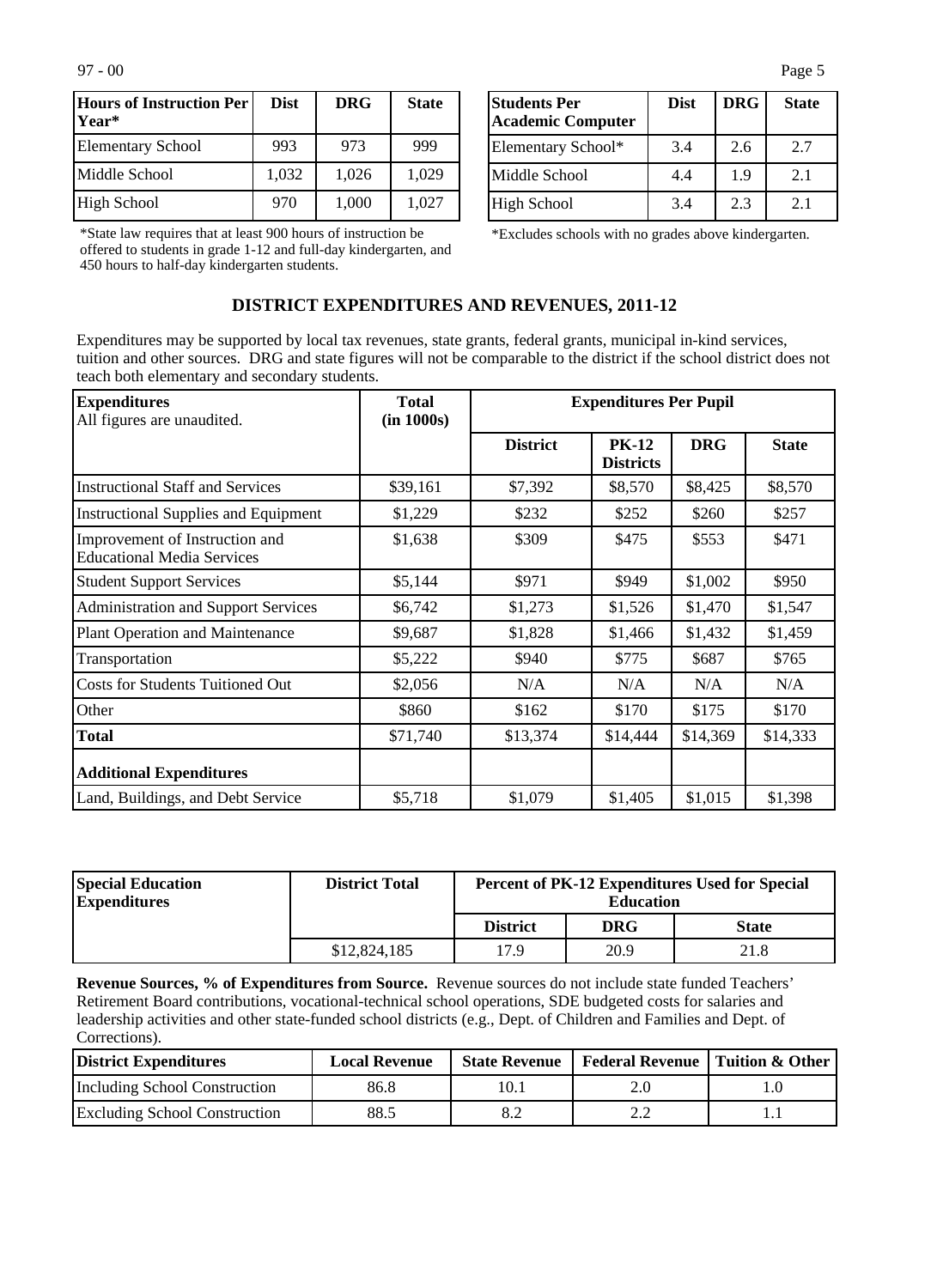| Hours of Instruction Per Year* | Dist | DRG | State |
|---|---|---|---|
| Elementary School | 993 | 973 | 999 |
| Middle School | 1,032 | 1,026 | 1,029 |
| High School | 970 | 1,000 | 1,027 |

*State law requires that at least 900 hours of instruction be offered to students in grade 1-12 and full-day kindergarten, and 450 hours to half-day kindergarten students.

| Students Per Academic Computer | Dist | DRG | State |
|---|---|---|---|
| Elementary School* | 3.4 | 2.6 | 2.7 |
| Middle School | 4.4 | 1.9 | 2.1 |
| High School | 3.4 | 2.3 | 2.1 |

*Excludes schools with no grades above kindergarten.

## DISTRICT EXPENDITURES AND REVENUES, 2011-12

Expenditures may be supported by local tax revenues, state grants, federal grants, municipal in-kind services, tuition and other sources. DRG and state figures will not be comparable to the district if the school district does not teach both elementary and secondary students.

| Expenditures<br>All figures are unaudited. | Total (in 1000s) | Expenditures Per Pupil | | | |
|---|---|---|---|---|---|
| | | District | PK-12 Districts | DRG | State |
| Instructional Staff and Services | $39,161 | $7,392 | $8,570 | $8,425 | $8,570 |
| Instructional Supplies and Equipment | $1,229 | $232 | $252 | $260 | $257 |
| Improvement of Instruction and Educational Media Services | $1,638 | $309 | $475 | $553 | $471 |
| Student Support Services | $5,144 | $971 | $949 | $1,002 | $950 |
| Administration and Support Services | $6,742 | $1,273 | $1,526 | $1,470 | $1,547 |
| Plant Operation and Maintenance | $9,687 | $1,828 | $1,466 | $1,432 | $1,459 |
| Transportation | $5,222 | $940 | $775 | $687 | $765 |
| Costs for Students Tuitioned Out | $2,056 | N/A | N/A | N/A | N/A |
| Other | $860 | $162 | $170 | $175 | $170 |
| **Total** | $71,740 | $13,374 | $14,444 | $14,369 | $14,333 |
| **Additional Expenditures** | | | | | |
| Land, Buildings, and Debt Service | $5,718 | $1,079 | $1,405 | $1,015 | $1,398 |

| Special Education Expenditures | District Total | Percent of PK-12 Expenditures Used for Special Education | | |
|---|---|---|---|---|
| | | District | DRG | State |
| | $12,824,185 | 17.9 | 20.9 | 21.8 |

**Revenue Sources, % of Expenditures from Source.** Revenue sources do not include state funded Teachers' Retirement Board contributions, vocational-technical school operations, SDE budgeted costs for salaries and leadership activities and other state-funded school districts (e.g., Dept. of Children and Families and Dept. of Corrections).

| District Expenditures | Local Revenue | State Revenue | Federal Revenue | Tuition & Other |
|---|---|---|---|---|
| Including School Construction | 86.8 | 10.1 | 2.0 | 1.0 |
| Excluding School Construction | 88.5 | 8.2 | 2.2 | 1.1 |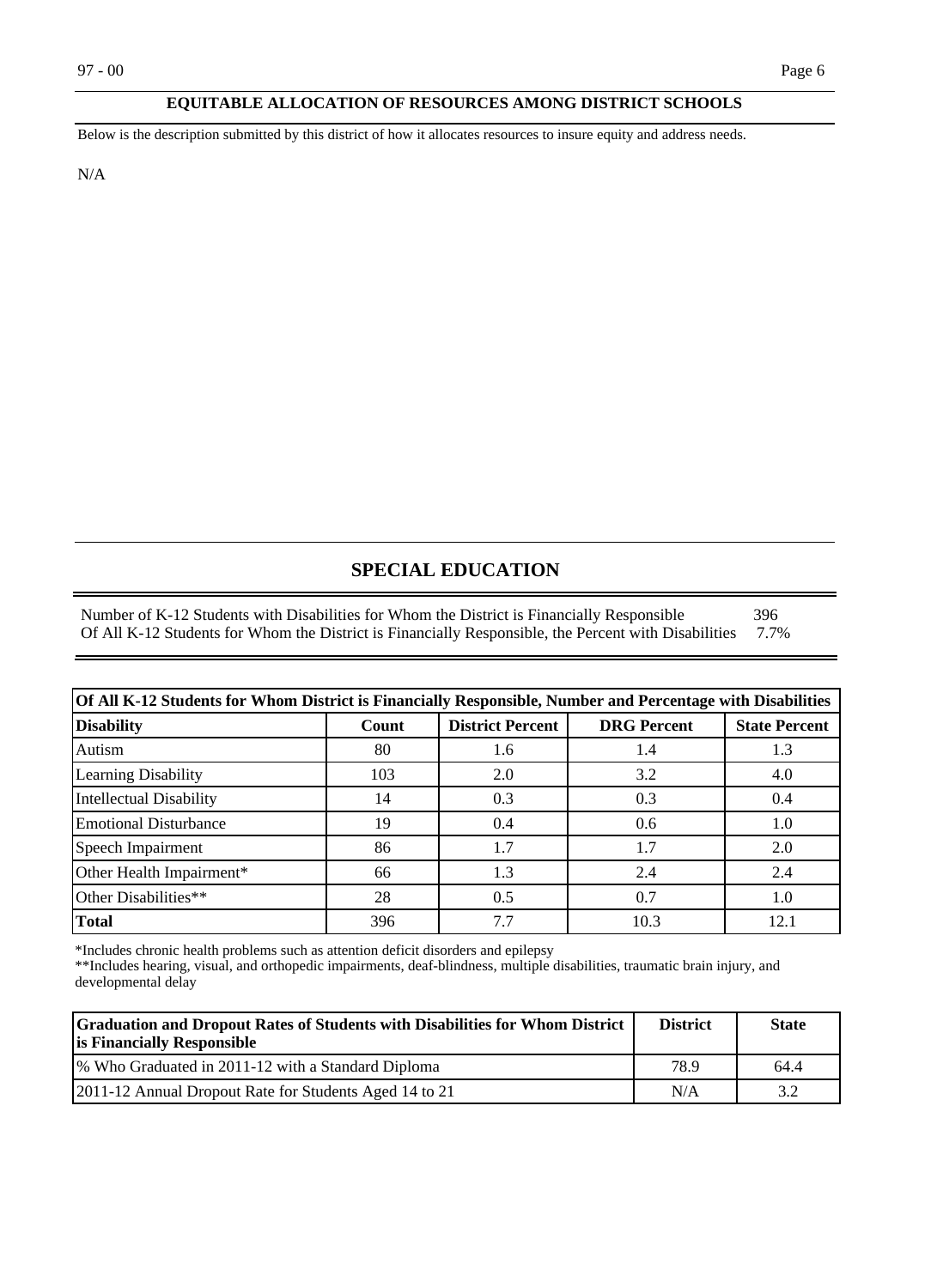## EQUITABLE ALLOCATION OF RESOURCES AMONG DISTRICT SCHOOLS

Below is the description submitted by this district of how it allocates resources to insure equity and address needs.

N/A

## SPECIAL EDUCATION

Number of K-12 Students with Disabilities for Whom the District is Financially Responsible 396
Of All K-12 Students for Whom the District is Financially Responsible, the Percent with Disabilities 7.7%

| Of All K-12 Students for Whom District is Financially Responsible, Number and Percentage with Disabilities | | | | |
|---|---|---|---|---|
| **Disability** | **Count** | **District Percent** | **DRG Percent** | **State Percent** |
| Autism | 80 | 1.6 | 1.4 | 1.3 |
| Learning Disability | 103 | 2.0 | 3.2 | 4.0 |
| Intellectual Disability | 14 | 0.3 | 0.3 | 0.4 |
| Emotional Disturbance | 19 | 0.4 | 0.6 | 1.0 |
| Speech Impairment | 86 | 1.7 | 1.7 | 2.0 |
| Other Health Impairment* | 66 | 1.3 | 2.4 | 2.4 |
| Other Disabilities** | 28 | 0.5 | 0.7 | 1.0 |
| **Total** | 396 | 7.7 | 10.3 | 12.1 |

*Includes chronic health problems such as attention deficit disorders and epilepsy
**Includes hearing, visual, and orthopedic impairments, deaf-blindness, multiple disabilities, traumatic brain injury, and developmental delay

| Graduation and Dropout Rates of Students with Disabilities for Whom District is Financially Responsible | District | State |
|---|---|---|
| % Who Graduated in 2011-12 with a Standard Diploma | 78.9 | 64.4 |
| 2011-12 Annual Dropout Rate for Students Aged 14 to 21 | N/A | 3.2 |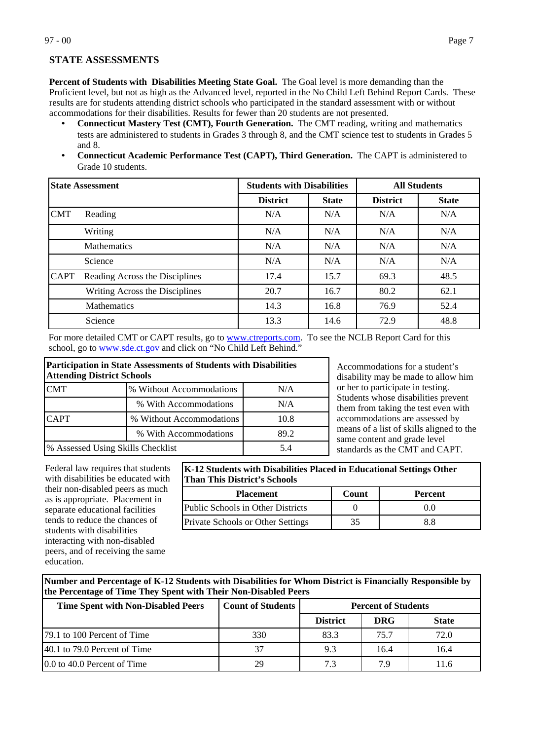## STATE ASSESSMENTS

**Percent of Students with Disabilities Meeting State Goal.** The Goal level is more demanding than the Proficient level, but not as high as the Advanced level, reported in the No Child Left Behind Report Cards. These results are for students attending district schools who participated in the standard assessment with or without accommodations for their disabilities. Results for fewer than 20 students are not presented.

- **Connecticut Mastery Test (CMT), Fourth Generation.** The CMT reading, writing and mathematics tests are administered to students in Grades 3 through 8, and the CMT science test to students in Grades 5 and 8.
- **Connecticut Academic Performance Test (CAPT), Third Generation.** The CAPT is administered to Grade 10 students.

| State Assessment | | Students with Disabilities | | All Students | |
|---|---|---|---|---|---|
| | | District | State | District | State |
| CMT | Reading | N/A | N/A | N/A | N/A |
| | Writing | N/A | N/A | N/A | N/A |
| | Mathematics | N/A | N/A | N/A | N/A |
| | Science | N/A | N/A | N/A | N/A |
| CAPT | Reading Across the Disciplines | 17.4 | 15.7 | 69.3 | 48.5 |
| | Writing Across the Disciplines | 20.7 | 16.7 | 80.2 | 62.1 |
| | Mathematics | 14.3 | 16.8 | 76.9 | 52.4 |
| | Science | 13.3 | 14.6 | 72.9 | 48.8 |

For more detailed CMT or CAPT results, go to www.ctreports.com. To see the NCLB Report Card for this school, go to www.sde.ct.gov and click on "No Child Left Behind."

| Participation in State Assessments of Students with Disabilities Attending District Schools | | |
|---|---|---|
| CMT | % Without Accommodations | N/A |
| | % With Accommodations | N/A |
| CAPT | % Without Accommodations | 10.8 |
| | % With Accommodations | 89.2 |
| % Assessed Using Skills Checklist | | 5.4 |

Accommodations for a student's disability may be made to allow him or her to participate in testing. Students whose disabilities prevent them from taking the test even with accommodations are assessed by means of a list of skills aligned to the same content and grade level standards as the CMT and CAPT.

Federal law requires that students with disabilities be educated with their non-disabled peers as much as is appropriate. Placement in separate educational facilities tends to reduce the chances of students with disabilities interacting with non-disabled peers, and of receiving the same education.

| K-12 Students with Disabilities Placed in Educational Settings Other Than This District's Schools | | |
|---|---|---|
| **Placement** | **Count** | **Percent** |
| Public Schools in Other Districts | 0 | 0.0 |
| Private Schools or Other Settings | 35 | 8.8 |

| Number and Percentage of K-12 Students with Disabilities for Whom District is Financially Responsible by the Percentage of Time They Spent with Their Non-Disabled Peers | | | | |
|---|---|---|---|---|
| **Time Spent with Non-Disabled Peers** | **Count of Students** | **Percent of Students** | | |
| | | **District** | **DRG** | **State** |
| 79.1 to 100 Percent of Time | 330 | 83.3 | 75.7 | 72.0 |
| 40.1 to 79.0 Percent of Time | 37 | 9.3 | 16.4 | 16.4 |
| 0.0 to 40.0 Percent of Time | 29 | 7.3 | 7.9 | 11.6 |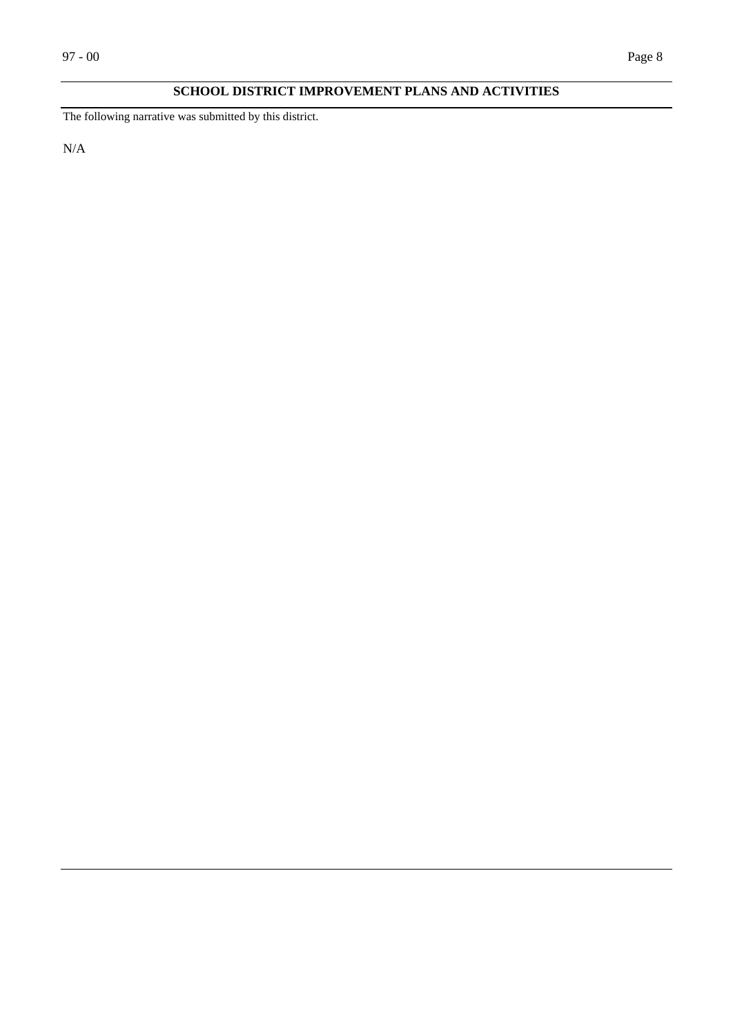## SCHOOL DISTRICT IMPROVEMENT PLANS AND ACTIVITIES

The following narrative was submitted by this district.

N/A